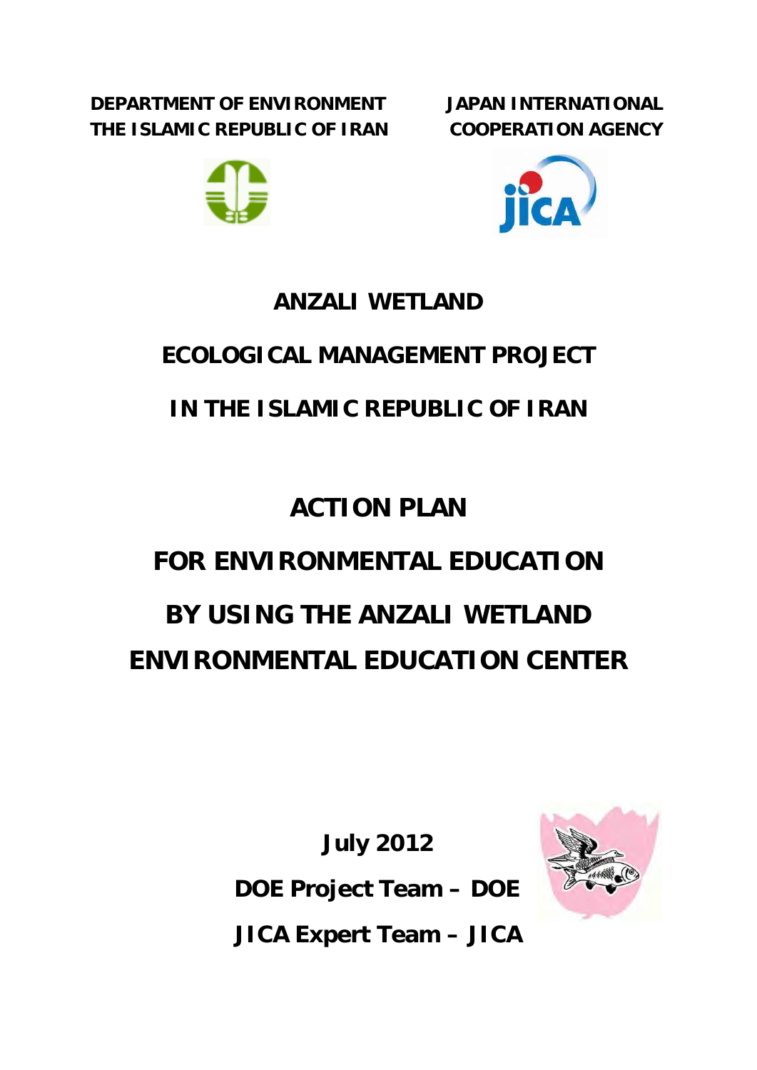**DEPARTMENT OF ENVIRONMENT**
**THE ISLAMIC REPUBLIC OF IRAN**

**JAPAN INTERNATIONAL COOPERATION AGENCY**

# ANZALI WETLAND ECOLOGICAL MANAGEMENT PROJECT IN THE ISLAMIC REPUBLIC OF IRAN

# ACTION PLAN FOR ENVIRONMENTAL EDUCATION BY USING THE ANZALI WETLAND ENVIRONMENTAL EDUCATION CENTER

**July 2012**

**DOE Project Team – DOE**

**JICA Expert Team – JICA**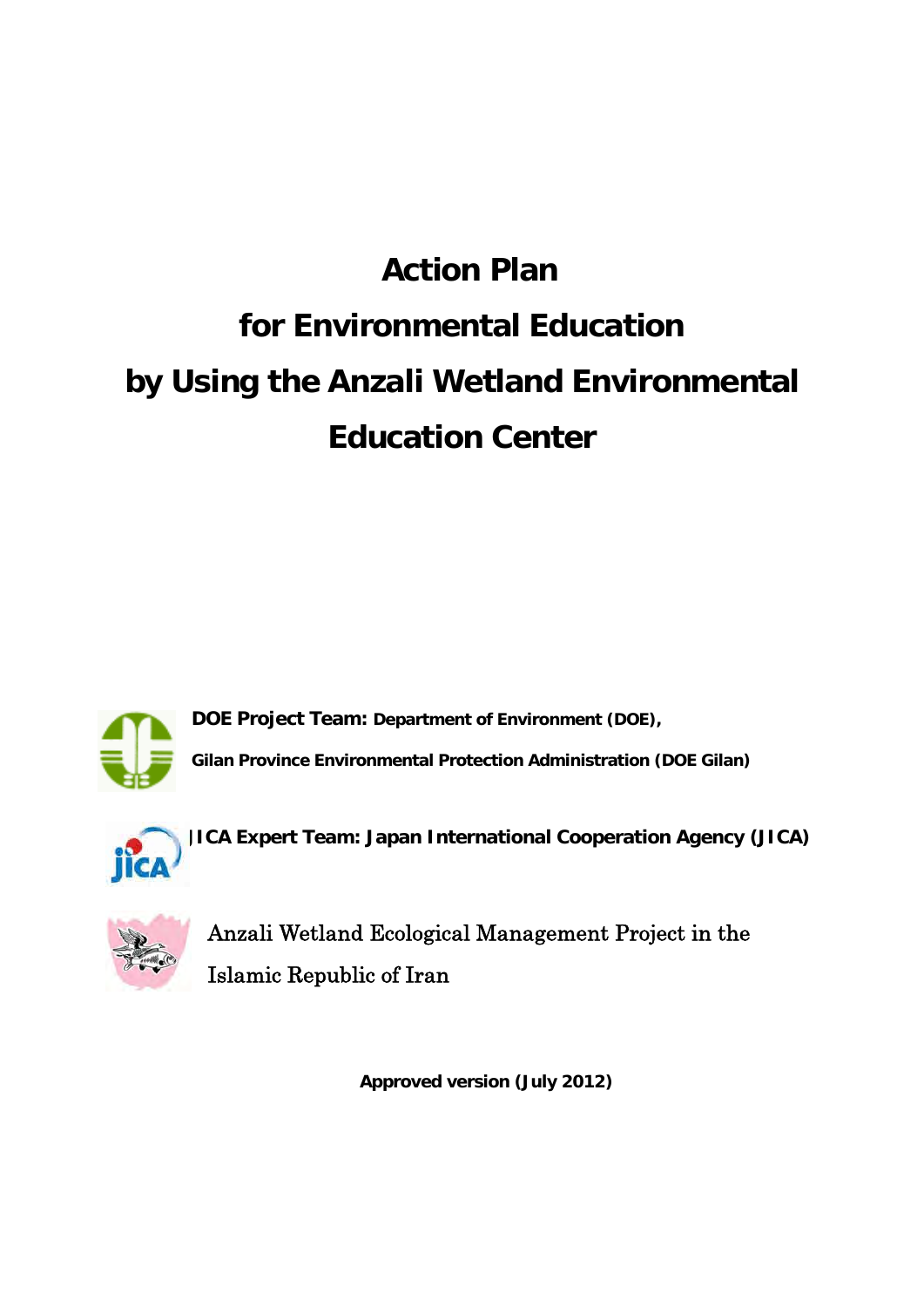# Action Plan
# for Environmental Education
# by Using the Anzali Wetland Environmental
# Education Center

**DOE Project Team: Department of Environment (DOE),**

**Gilan Province Environmental Protection Administration (DOE Gilan)**

**JICA Expert Team: Japan International Cooperation Agency (JICA)**

Anzali Wetland Ecological Management Project in the Islamic Republic of Iran

**Approved version (July 2012)**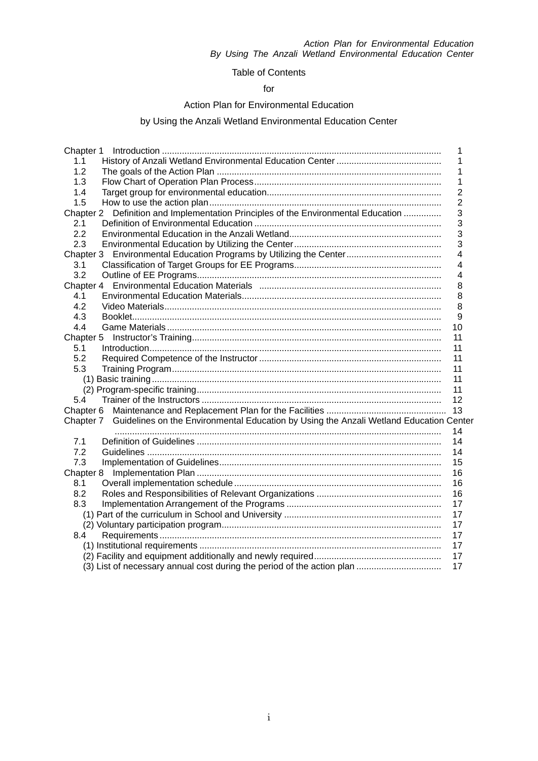Table of Contents

for

Action Plan for Environmental Education

by Using the Anzali Wetland Environmental Education Center

| | | |
|---|---|---|
| Chapter 1 | Introduction | 1 |
| 1.1 | History of Anzali Wetland Environmental Education Center | 1 |
| 1.2 | The goals of the Action Plan | 1 |
| 1.3 | Flow Chart of Operation Plan Process | 1 |
| 1.4 | Target group for environmental education | 2 |
| 1.5 | How to use the action plan | 2 |
| Chapter 2 | Definition and Implementation Principles of the Environmental Education | 3 |
| 2.1 | Definition of Environmental Education | 3 |
| 2.2 | Environmental Education in the Anzali Wetland | 3 |
| 2.3 | Environmental Education by Utilizing the Center | 3 |
| Chapter 3 | Environmental Education Programs by Utilizing the Center | 4 |
| 3.1 | Classification of Target Groups for EE Programs | 4 |
| 3.2 | Outline of EE Programs | 4 |
| Chapter 4 | Environmental Education Materials | 8 |
| 4.1 | Environmental Education Materials | 8 |
| 4.2 | Video Materials | 8 |
| 4.3 | Booklet | 9 |
| 4.4 | Game Materials | 10 |
| Chapter 5 | Instructor's Training | 11 |
| 5.1 | Introduction | 11 |
| 5.2 | Required Competence of the Instructor | 11 |
| 5.3 | Training Program | 11 |
| | (1) Basic training | 11 |
| | (2) Program-specific training | 11 |
| 5.4 | Trainer of the Instructors | 12 |
| Chapter 6 | Maintenance and Replacement Plan for the Facilities | 13 |
| Chapter 7 | Guidelines on the Environmental Education by Using the Anzali Wetland Education Center | 14 |
| 7.1 | Definition of Guidelines | 14 |
| 7.2 | Guidelines | 14 |
| 7.3 | Implementation of Guidelines | 15 |
| Chapter 8 | Implementation Plan | 16 |
| 8.1 | Overall implementation schedule | 16 |
| 8.2 | Roles and Responsibilities of Relevant Organizations | 16 |
| 8.3 | Implementation Arrangement of the Programs | 17 |
| | (1) Part of the curriculum in School and University | 17 |
| | (2) Voluntary participation program | 17 |
| 8.4 | Requirements | 17 |
| | (1) Institutional requirements | 17 |
| | (2) Facility and equipment additionally and newly required | 17 |
| | (3) List of necessary annual cost during the period of the action plan | 17 |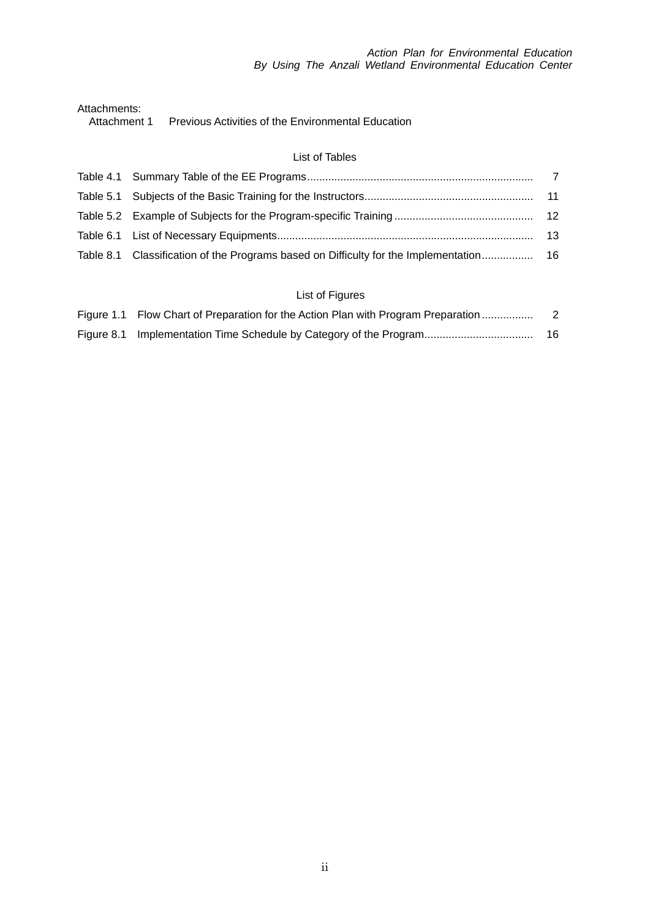Attachments:

Attachment 1　Previous Activities of the Environmental Education

## List of Tables

| | | |
|---|---|---|
| Table 4.1 | Summary Table of the EE Programs | 7 |
| Table 5.1 | Subjects of the Basic Training for the Instructors | 11 |
| Table 5.2 | Example of Subjects for the Program-specific Training | 12 |
| Table 6.1 | List of Necessary Equipments | 13 |
| Table 8.1 | Classification of the Programs based on Difficulty for the Implementation | 16 |

## List of Figures

| | | |
|---|---|---|
| Figure 1.1 | Flow Chart of Preparation for the Action Plan with Program Preparation | 2 |
| Figure 8.1 | Implementation Time Schedule by Category of the Program | 16 |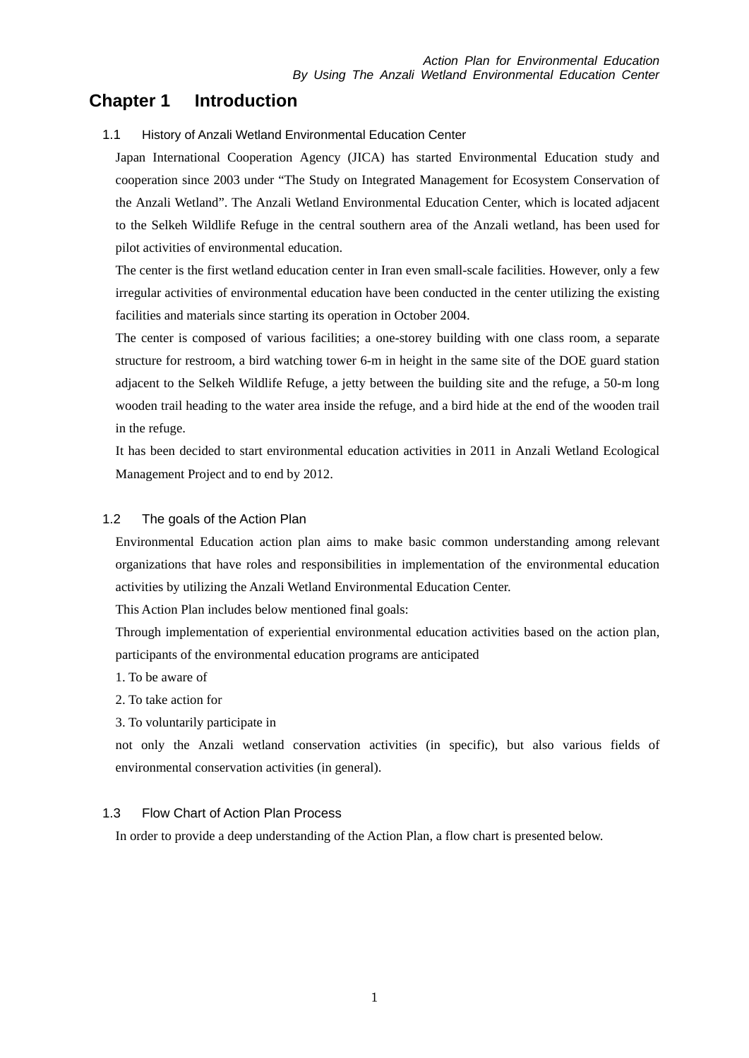# Chapter 1 Introduction

## 1.1 History of Anzali Wetland Environmental Education Center

Japan International Cooperation Agency (JICA) has started Environmental Education study and cooperation since 2003 under "The Study on Integrated Management for Ecosystem Conservation of the Anzali Wetland". The Anzali Wetland Environmental Education Center, which is located adjacent to the Selkeh Wildlife Refuge in the central southern area of the Anzali wetland, has been used for pilot activities of environmental education.

The center is the first wetland education center in Iran even small-scale facilities. However, only a few irregular activities of environmental education have been conducted in the center utilizing the existing facilities and materials since starting its operation in October 2004.

The center is composed of various facilities; a one-storey building with one class room, a separate structure for restroom, a bird watching tower 6-m in height in the same site of the DOE guard station adjacent to the Selkeh Wildlife Refuge, a jetty between the building site and the refuge, a 50-m long wooden trail heading to the water area inside the refuge, and a bird hide at the end of the wooden trail in the refuge.

It has been decided to start environmental education activities in 2011 in Anzali Wetland Ecological Management Project and to end by 2012.

## 1.2 The goals of the Action Plan

Environmental Education action plan aims to make basic common understanding among relevant organizations that have roles and responsibilities in implementation of the environmental education activities by utilizing the Anzali Wetland Environmental Education Center.

This Action Plan includes below mentioned final goals:

Through implementation of experiential environmental education activities based on the action plan, participants of the environmental education programs are anticipated

1. To be aware of
2. To take action for
3. To voluntarily participate in

not only the Anzali wetland conservation activities (in specific), but also various fields of environmental conservation activities (in general).

## 1.3 Flow Chart of Action Plan Process

In order to provide a deep understanding of the Action Plan, a flow chart is presented below.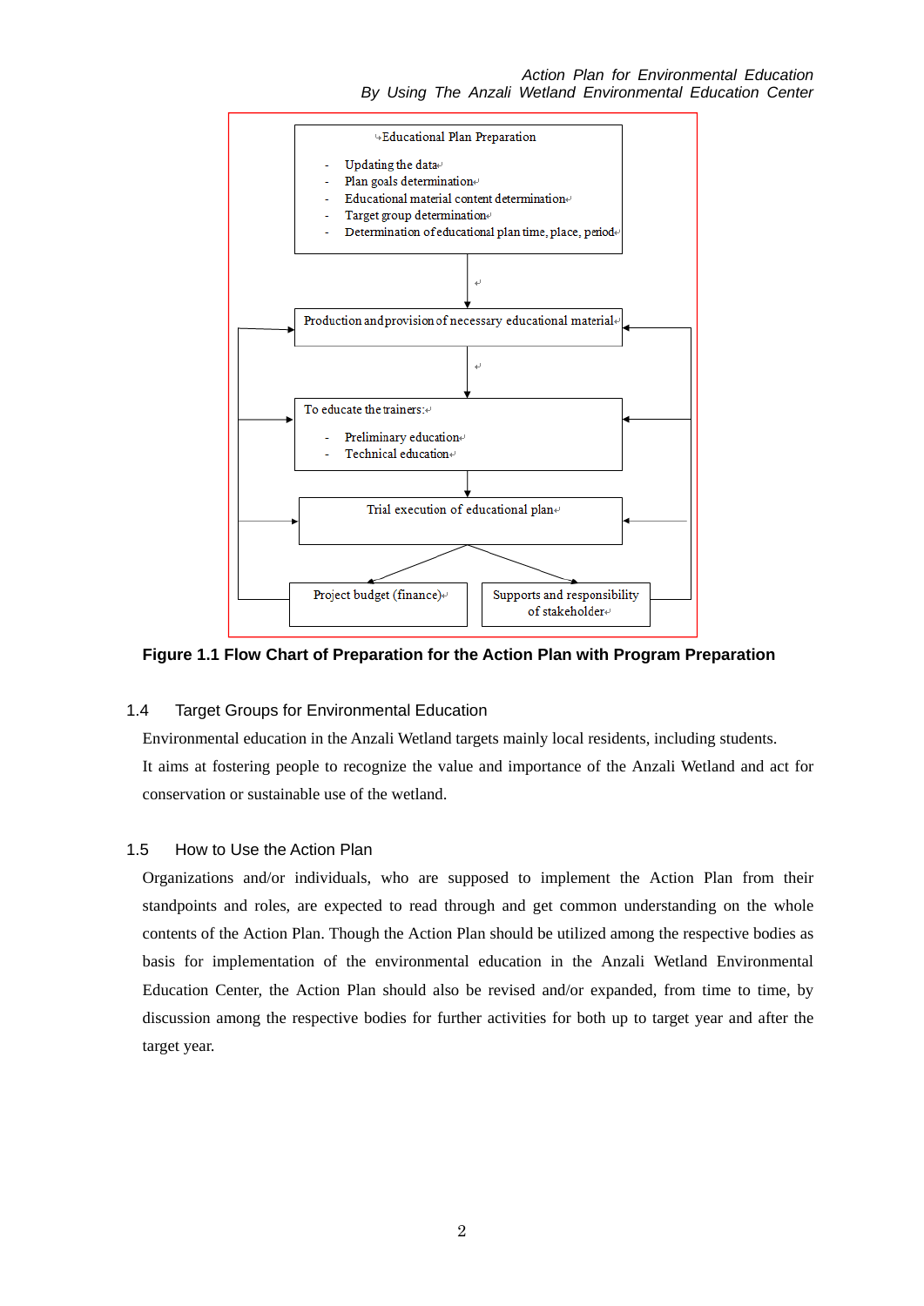Educational Plan Preparation

- Updating the data
- Plan goals determination
- Educational material content determination
- Target group determination
- Determination of educational plan time, place, period

Production and provision of necessary educational material

To educate the trainers:

- Preliminary education
- Technical education

Trial execution of educational plan

Project budget (finance)

Supports and responsibility of stakeholder

**Figure 1.1 Flow Chart of Preparation for the Action Plan with Program Preparation**

## 1.4 Target Groups for Environmental Education

Environmental education in the Anzali Wetland targets mainly local residents, including students.

It aims at fostering people to recognize the value and importance of the Anzali Wetland and act for conservation or sustainable use of the wetland.

## 1.5 How to Use the Action Plan

Organizations and/or individuals, who are supposed to implement the Action Plan from their standpoints and roles, are expected to read through and get common understanding on the whole contents of the Action Plan. Though the Action Plan should be utilized among the respective bodies as basis for implementation of the environmental education in the Anzali Wetland Environmental Education Center, the Action Plan should also be revised and/or expanded, from time to time, by discussion among the respective bodies for further activities for both up to target year and after the target year.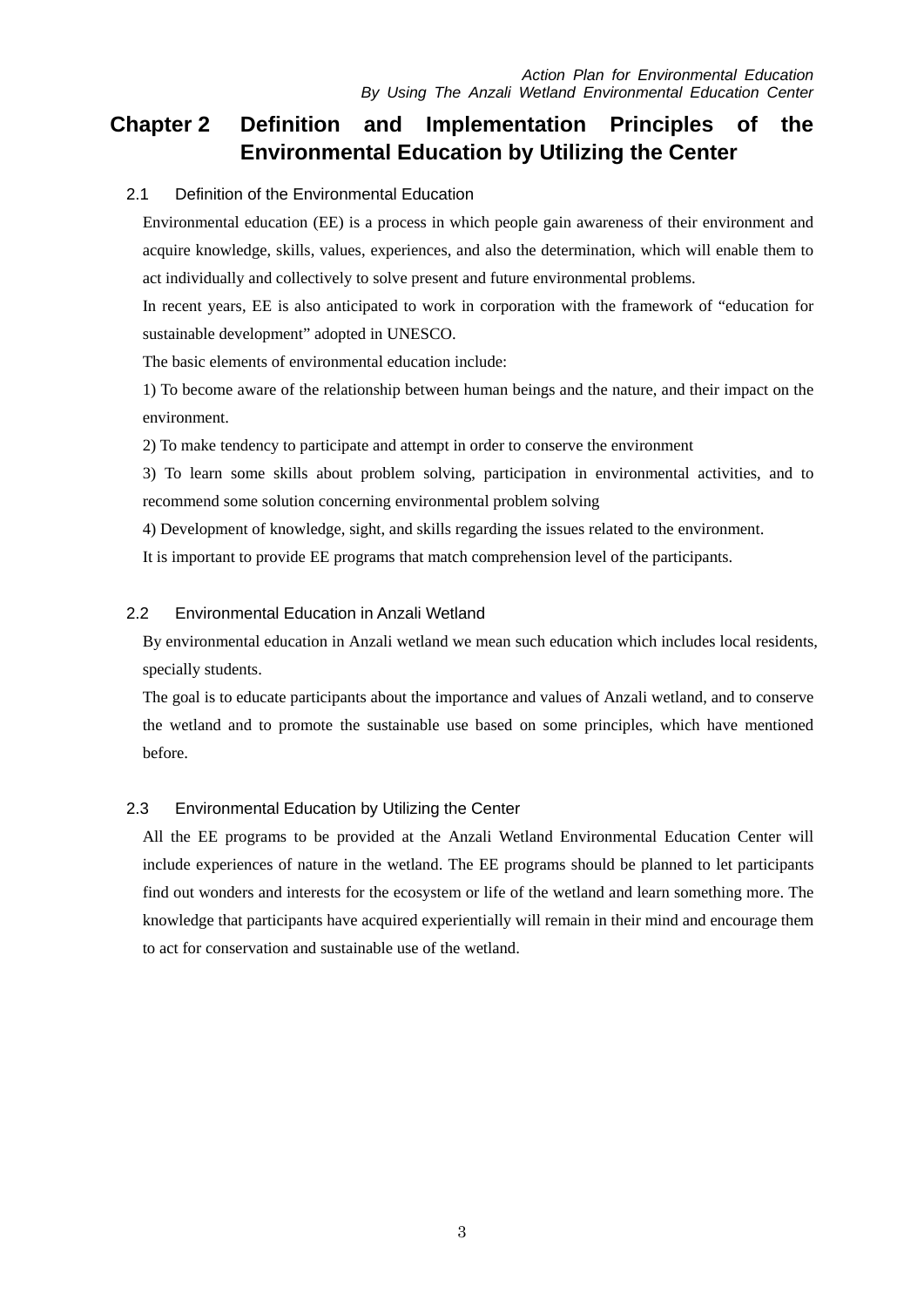# Chapter 2 Definition and Implementation Principles of the Environmental Education by Utilizing the Center

## 2.1 Definition of the Environmental Education

Environmental education (EE) is a process in which people gain awareness of their environment and acquire knowledge, skills, values, experiences, and also the determination, which will enable them to act individually and collectively to solve present and future environmental problems.

In recent years, EE is also anticipated to work in corporation with the framework of "education for sustainable development" adopted in UNESCO.

The basic elements of environmental education include:

1) To become aware of the relationship between human beings and the nature, and their impact on the environment.

2) To make tendency to participate and attempt in order to conserve the environment

3) To learn some skills about problem solving, participation in environmental activities, and to recommend some solution concerning environmental problem solving

4) Development of knowledge, sight, and skills regarding the issues related to the environment.

It is important to provide EE programs that match comprehension level of the participants.

## 2.2 Environmental Education in Anzali Wetland

By environmental education in Anzali wetland we mean such education which includes local residents, specially students.

The goal is to educate participants about the importance and values of Anzali wetland, and to conserve the wetland and to promote the sustainable use based on some principles, which have mentioned before.

## 2.3 Environmental Education by Utilizing the Center

All the EE programs to be provided at the Anzali Wetland Environmental Education Center will include experiences of nature in the wetland. The EE programs should be planned to let participants find out wonders and interests for the ecosystem or life of the wetland and learn something more. The knowledge that participants have acquired experientially will remain in their mind and encourage them to act for conservation and sustainable use of the wetland.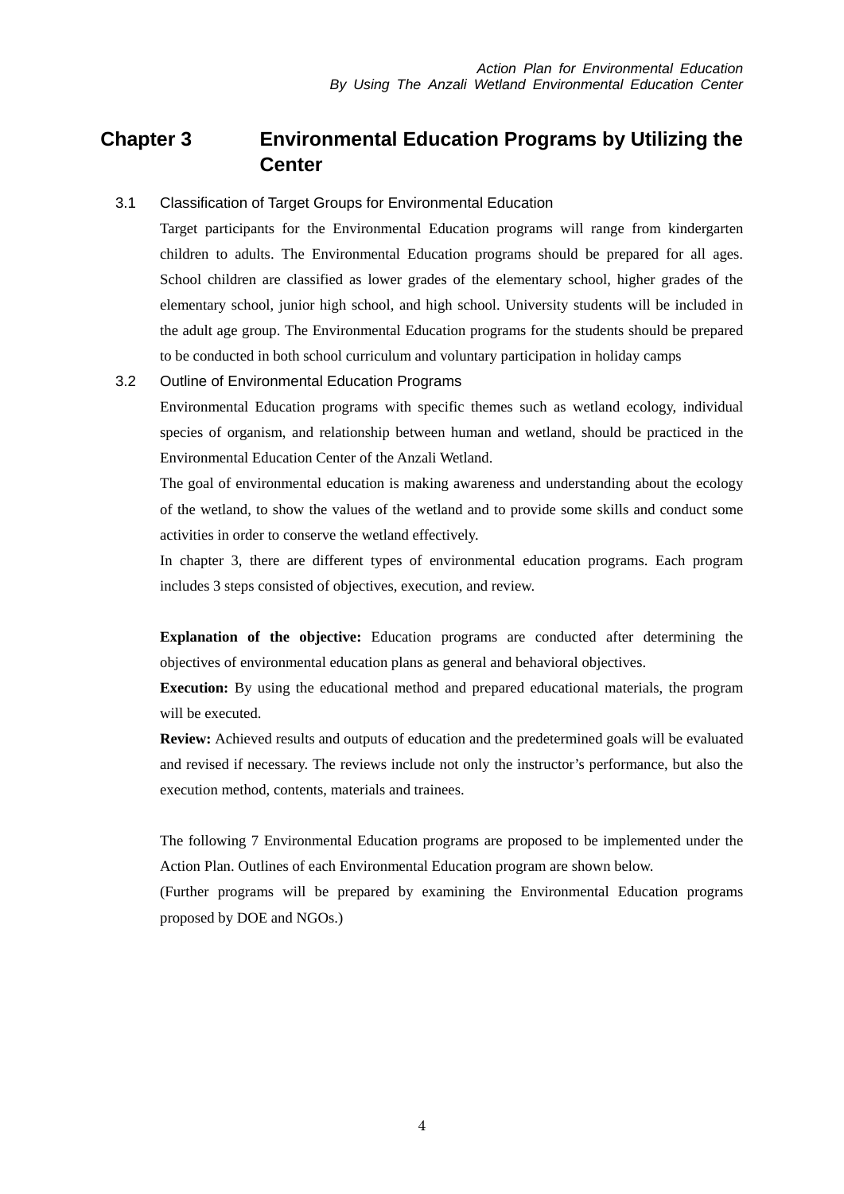# Chapter 3 Environmental Education Programs by Utilizing the Center

## 3.1 Classification of Target Groups for Environmental Education

Target participants for the Environmental Education programs will range from kindergarten children to adults. The Environmental Education programs should be prepared for all ages. School children are classified as lower grades of the elementary school, higher grades of the elementary school, junior high school, and high school. University students will be included in the adult age group. The Environmental Education programs for the students should be prepared to be conducted in both school curriculum and voluntary participation in holiday camps

## 3.2 Outline of Environmental Education Programs

Environmental Education programs with specific themes such as wetland ecology, individual species of organism, and relationship between human and wetland, should be practiced in the Environmental Education Center of the Anzali Wetland.

The goal of environmental education is making awareness and understanding about the ecology of the wetland, to show the values of the wetland and to provide some skills and conduct some activities in order to conserve the wetland effectively.

In chapter 3, there are different types of environmental education programs. Each program includes 3 steps consisted of objectives, execution, and review.

**Explanation of the objective:** Education programs are conducted after determining the objectives of environmental education plans as general and behavioral objectives.

**Execution:** By using the educational method and prepared educational materials, the program will be executed.

**Review:** Achieved results and outputs of education and the predetermined goals will be evaluated and revised if necessary. The reviews include not only the instructor's performance, but also the execution method, contents, materials and trainees.

The following 7 Environmental Education programs are proposed to be implemented under the Action Plan. Outlines of each Environmental Education program are shown below.

(Further programs will be prepared by examining the Environmental Education programs proposed by DOE and NGOs.)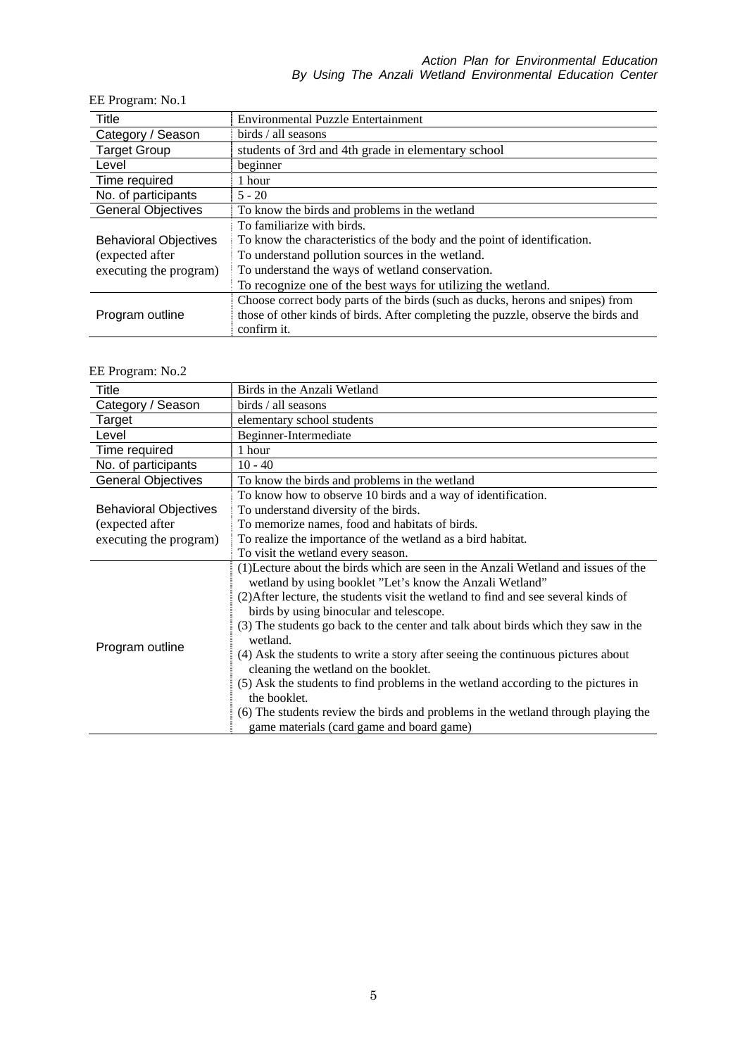EE Program: No.1

| Title | Environmental Puzzle Entertainment |
|---|---|
| Category / Season | birds / all seasons |
| Target Group | students of 3rd and 4th grade in elementary school |
| Level | beginner |
| Time required | 1 hour |
| No. of participants | 5 - 20 |
| General Objectives | To know the birds and problems in the wetland |
| Behavioral Objectives (expected after executing the program) | To familiarize with birds.<br>To know the characteristics of the body and the point of identification.<br>To understand pollution sources in the wetland.<br>To understand the ways of wetland conservation.<br>To recognize one of the best ways for utilizing the wetland. |
| Program outline | Choose correct body parts of the birds (such as ducks, herons and snipes) from those of other kinds of birds. After completing the puzzle, observe the birds and confirm it. |

EE Program: No.2

| Title | Birds in the Anzali Wetland |
|---|---|
| Category / Season | birds / all seasons |
| Target | elementary school students |
| Level | Beginner-Intermediate |
| Time required | 1 hour |
| No. of participants | 10 - 40 |
| General Objectives | To know the birds and problems in the wetland |
| Behavioral Objectives (expected after executing the program) | To know how to observe 10 birds and a way of identification.<br>To understand diversity of the birds.<br>To memorize names, food and habitats of birds.<br>To realize the importance of the wetland as a bird habitat.<br>To visit the wetland every season. |
| Program outline | (1)Lecture about the birds which are seen in the Anzali Wetland and issues of the wetland by using booklet "Let's know the Anzali Wetland"<br>(2)After lecture, the students visit the wetland to find and see several kinds of birds by using binocular and telescope.<br>(3) The students go back to the center and talk about birds which they saw in the wetland.<br>(4) Ask the students to write a story after seeing the continuous pictures about cleaning the wetland on the booklet.<br>(5) Ask the students to find problems in the wetland according to the pictures in the booklet.<br>(6) The students review the birds and problems in the wetland through playing the game materials (card game and board game) |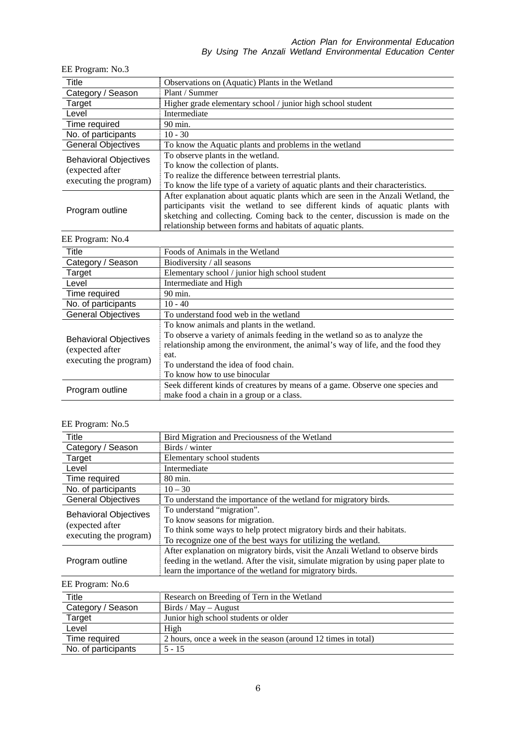EE Program: No.3

| Title | Observations on (Aquatic) Plants in the Wetland |
|---|---|
| Category / Season | Plant / Summer |
| Target | Higher grade elementary school / junior high school student |
| Level | Intermediate |
| Time required | 90 min. |
| No. of participants | 10 - 30 |
| General Objectives | To know the Aquatic plants and problems in the wetland |
| Behavioral Objectives (expected after executing the program) | To observe plants in the wetland.<br>To know the collection of plants.<br>To realize the difference between terrestrial plants.<br>To know the life type of a variety of aquatic plants and their characteristics. |
| Program outline | After explanation about aquatic plants which are seen in the Anzali Wetland, the participants visit the wetland to see different kinds of aquatic plants with sketching and collecting. Coming back to the center, discussion is made on the relationship between forms and habitats of aquatic plants. |

EE Program: No.4

| Title | Foods of Animals in the Wetland |
|---|---|
| Category / Season | Biodiversity / all seasons |
| Target | Elementary school / junior high school student |
| Level | Intermediate and High |
| Time required | 90 min. |
| No. of participants | 10 - 40 |
| General Objectives | To understand food web in the wetland |
| Behavioral Objectives (expected after executing the program) | To know animals and plants in the wetland.<br>To observe a variety of animals feeding in the wetland so as to analyze the relationship among the environment, the animal's way of life, and the food they eat.<br>To understand the idea of food chain.<br>To know how to use binocular |
| Program outline | Seek different kinds of creatures by means of a game. Observe one species and make food a chain in a group or a class. |

EE Program: No.5

| Title | Bird Migration and Preciousness of the Wetland |
|---|---|
| Category / Season | Birds / winter |
| Target | Elementary school students |
| Level | Intermediate |
| Time required | 80 min. |
| No. of participants | 10 – 30 |
| General Objectives | To understand the importance of the wetland for migratory birds. |
| Behavioral Objectives (expected after executing the program) | To understand "migration".<br>To know seasons for migration.<br>To think some ways to help protect migratory birds and their habitats.<br>To recognize one of the best ways for utilizing the wetland. |
| Program outline | After explanation on migratory birds, visit the Anzali Wetland to observe birds feeding in the wetland. After the visit, simulate migration by using paper plate to learn the importance of the wetland for migratory birds. |

EE Program: No.6

| Title | Research on Breeding of Tern in the Wetland |
|---|---|
| Category / Season | Birds / May – August |
| Target | Junior high school students or older |
| Level | High |
| Time required | 2 hours, once a week in the season (around 12 times in total) |
| No. of participants | 5 - 15 |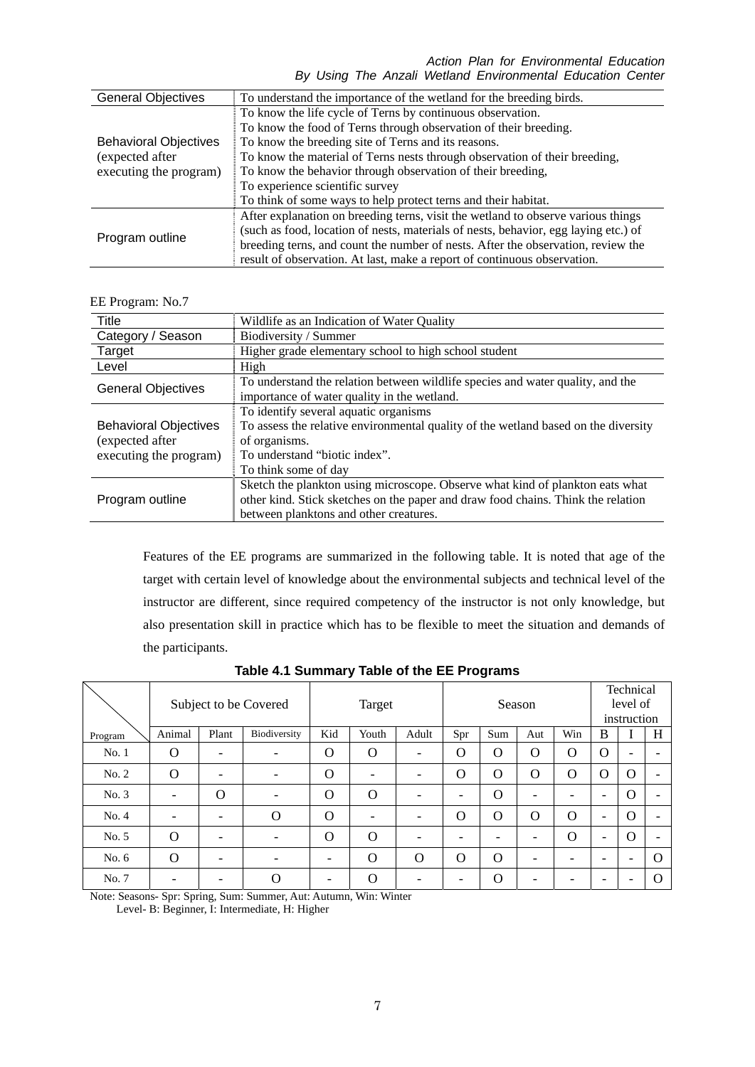| General Objectives | To understand the importance of the wetland for the breeding birds. |
|---|---|
| Behavioral Objectives (expected after executing the program) | To know the life cycle of Terns by continuous observation.<br>To know the food of Terns through observation of their breeding.<br>To know the breeding site of Terns and its reasons.<br>To know the material of Terns nests through observation of their breeding,<br>To know the behavior through observation of their breeding,<br>To experience scientific survey<br>To think of some ways to help protect terns and their habitat. |
| Program outline | After explanation on breeding terns, visit the wetland to observe various things (such as food, location of nests, materials of nests, behavior, egg laying etc.) of breeding terns, and count the number of nests. After the observation, review the result of observation. At last, make a report of continuous observation. |

EE Program: No.7

| Title | Wildlife as an Indication of Water Quality |
|---|---|
| Category / Season | Biodiversity / Summer |
| Target | Higher grade elementary school to high school student |
| Level | High |
| General Objectives | To understand the relation between wildlife species and water quality, and the importance of water quality in the wetland. |
| Behavioral Objectives (expected after executing the program) | To identify several aquatic organisms<br>To assess the relative environmental quality of the wetland based on the diversity of organisms.<br>To understand "biotic index".<br>To think some of day |
| Program outline | Sketch the plankton using microscope. Observe what kind of plankton eats what other kind. Stick sketches on the paper and draw food chains. Think the relation between planktons and other creatures. |

Features of the EE programs are summarized in the following table. It is noted that age of the target with certain level of knowledge about the environmental subjects and technical level of the instructor are different, since required competency of the instructor is not only knowledge, but also presentation skill in practice which has to be flexible to meet the situation and demands of the participants.

**Table 4.1 Summary Table of the EE Programs**

| | Subject to be Covered | | | Target | | | Season | | | | Technical level of instruction | | |
|---|---|---|---|---|---|---|---|---|---|---|---|---|---|
| Program | Animal | Plant | Biodiversity | Kid | Youth | Adult | Spr | Sum | Aut | Win | B | I | H |
| No. 1 | O | - | - | O | O | - | O | O | O | O | O | - | - |
| No. 2 | O | - | - | O | - | - | O | O | O | O | O | O | - |
| No. 3 | - | O | - | O | O | - | - | O | - | - | - | O | - |
| No. 4 | - | - | O | O | - | - | O | O | O | O | - | O | - |
| No. 5 | O | - | - | O | O | - | - | - | - | O | - | O | - |
| No. 6 | O | - | - | - | O | O | O | O | - | - | - | - | O |
| No. 7 | - | - | O | - | O | - | - | O | - | - | - | - | O |

Note: Seasons- Spr: Spring, Sum: Summer, Aut: Autumn, Win: Winter
Level- B: Beginner, I: Intermediate, H: Higher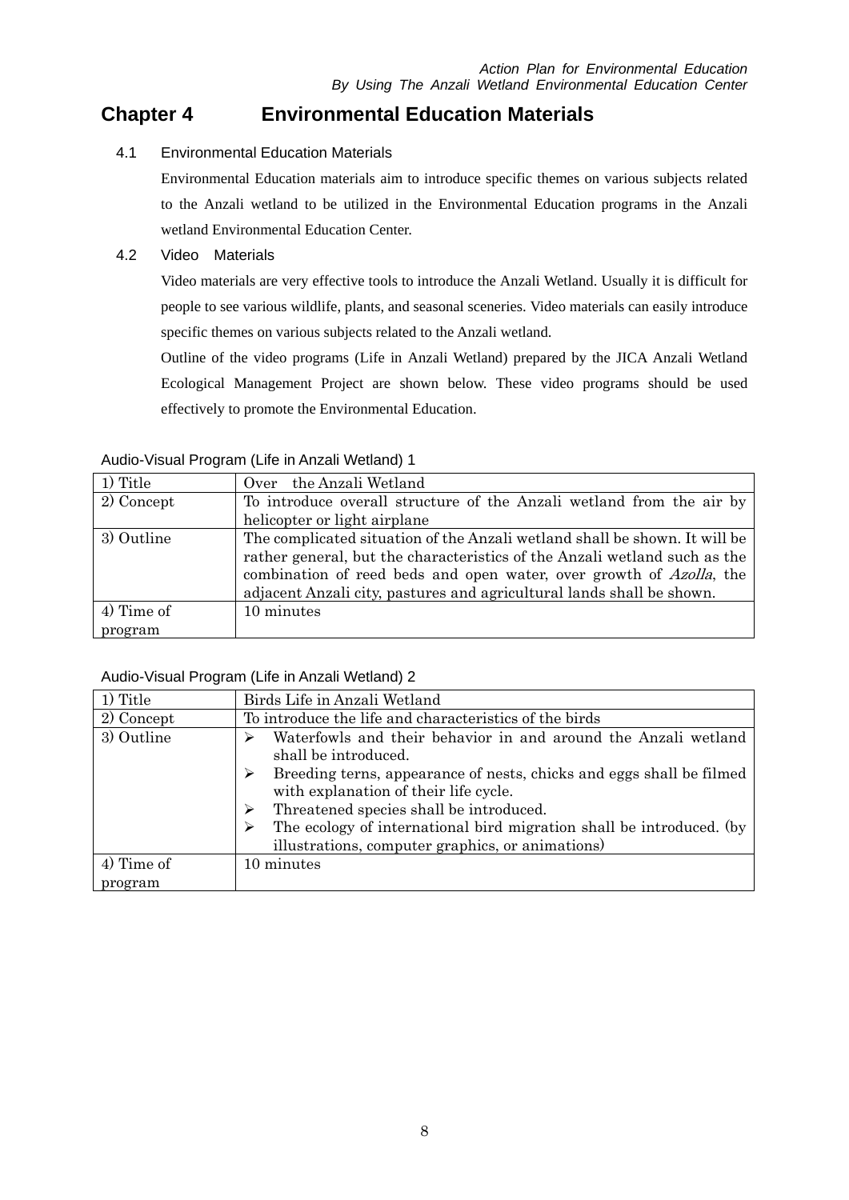# Chapter 4 Environmental Education Materials

## 4.1 Environmental Education Materials

Environmental Education materials aim to introduce specific themes on various subjects related to the Anzali wetland to be utilized in the Environmental Education programs in the Anzali wetland Environmental Education Center.

## 4.2 Video Materials

Video materials are very effective tools to introduce the Anzali Wetland. Usually it is difficult for people to see various wildlife, plants, and seasonal sceneries. Video materials can easily introduce specific themes on various subjects related to the Anzali wetland.

Outline of the video programs (Life in Anzali Wetland) prepared by the JICA Anzali Wetland Ecological Management Project are shown below. These video programs should be used effectively to promote the Environmental Education.

Audio-Visual Program (Life in Anzali Wetland) 1

| 1) Title | Over the Anzali Wetland |
|---|---|
| 2) Concept | To introduce overall structure of the Anzali wetland from the air by helicopter or light airplane |
| 3) Outline | The complicated situation of the Anzali wetland shall be shown. It will be rather general, but the characteristics of the Anzali wetland such as the combination of reed beds and open water, over growth of *Azolla*, the adjacent Anzali city, pastures and agricultural lands shall be shown. |
| 4) Time of program | 10 minutes |

Audio-Visual Program (Life in Anzali Wetland) 2

| 1) Title | Birds Life in Anzali Wetland |
|---|---|
| 2) Concept | To introduce the life and characteristics of the birds |
| 3) Outline | ➢ Waterfowls and their behavior in and around the Anzali wetland shall be introduced.<br>➢ Breeding terns, appearance of nests, chicks and eggs shall be filmed with explanation of their life cycle.<br>➢ Threatened species shall be introduced.<br>➢ The ecology of international bird migration shall be introduced. (by illustrations, computer graphics, or animations) |
| 4) Time of program | 10 minutes |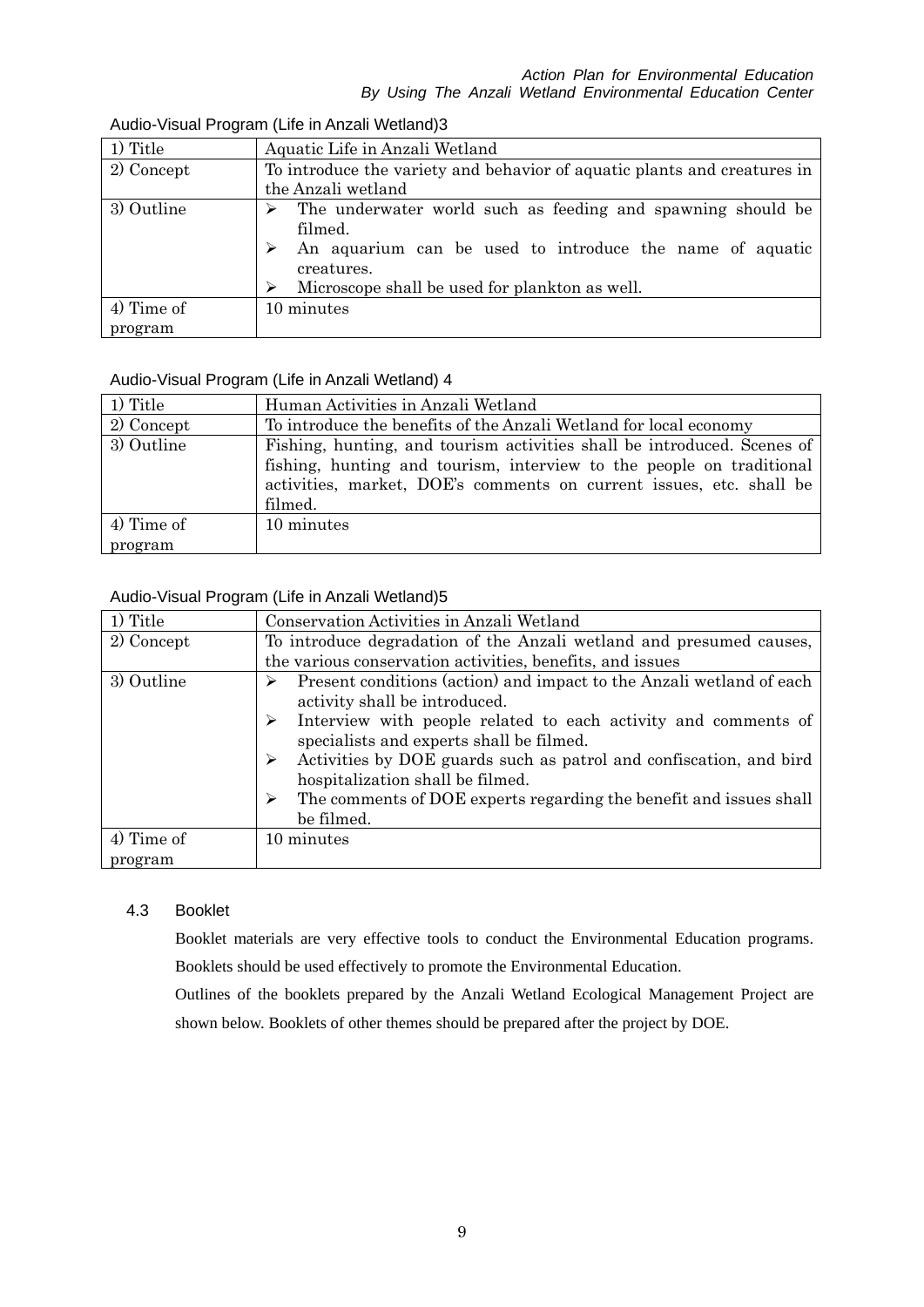Audio-Visual Program (Life in Anzali Wetland)3

| 1) Title | Aquatic Life in Anzali Wetland |
|---|---|
| 2) Concept | To introduce the variety and behavior of aquatic plants and creatures in the Anzali wetland |
| 3) Outline | ➢ The underwater world such as feeding and spawning should be filmed.<br>➢ An aquarium can be used to introduce the name of aquatic creatures.<br>➢ Microscope shall be used for plankton as well. |
| 4) Time of program | 10 minutes |

Audio-Visual Program (Life in Anzali Wetland) 4

| 1) Title | Human Activities in Anzali Wetland |
|---|---|
| 2) Concept | To introduce the benefits of the Anzali Wetland for local economy |
| 3) Outline | Fishing, hunting, and tourism activities shall be introduced. Scenes of fishing, hunting and tourism, interview to the people on traditional activities, market, DOE's comments on current issues, etc. shall be filmed. |
| 4) Time of program | 10 minutes |

Audio-Visual Program (Life in Anzali Wetland)5

| 1) Title | Conservation Activities in Anzali Wetland |
|---|---|
| 2) Concept | To introduce degradation of the Anzali wetland and presumed causes, the various conservation activities, benefits, and issues |
| 3) Outline | ➢ Present conditions (action) and impact to the Anzali wetland of each activity shall be introduced.<br>➢ Interview with people related to each activity and comments of specialists and experts shall be filmed.<br>➢ Activities by DOE guards such as patrol and confiscation, and bird hospitalization shall be filmed.<br>➢ The comments of DOE experts regarding the benefit and issues shall be filmed. |
| 4) Time of program | 10 minutes |

### 4.3 Booklet

Booklet materials are very effective tools to conduct the Environmental Education programs. Booklets should be used effectively to promote the Environmental Education.

Outlines of the booklets prepared by the Anzali Wetland Ecological Management Project are shown below. Booklets of other themes should be prepared after the project by DOE.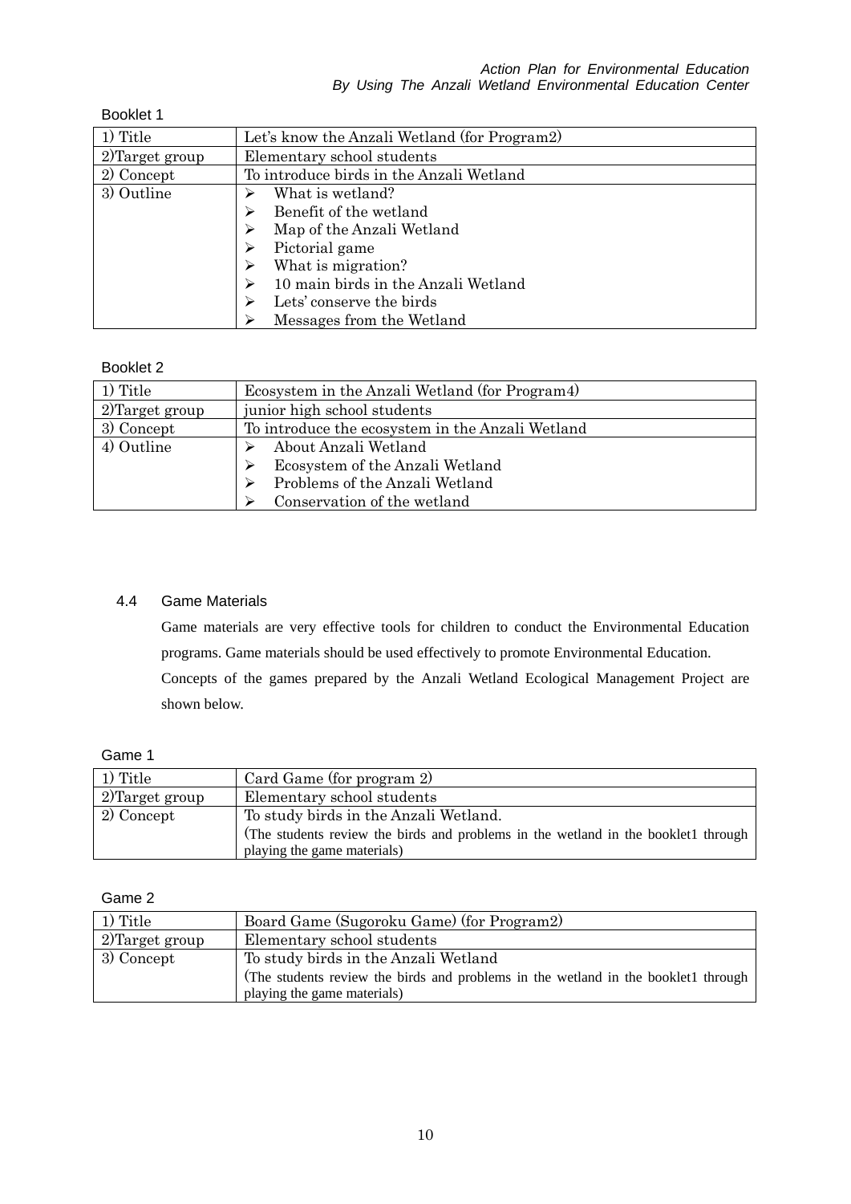Booklet 1

| 1) Title | Let's know the Anzali Wetland (for Program2) |
|---|---|
| 2)Target group | Elementary school students |
| 2) Concept | To introduce birds in the Anzali Wetland |
| 3) Outline | ➢ What is wetland?<br>➢ Benefit of the wetland<br>➢ Map of the Anzali Wetland<br>➢ Pictorial game<br>➢ What is migration?<br>➢ 10 main birds in the Anzali Wetland<br>➢ Lets' conserve the birds<br>➢ Messages from the Wetland |

Booklet 2

| 1) Title | Ecosystem in the Anzali Wetland (for Program4) |
|---|---|
| 2)Target group | junior high school students |
| 3) Concept | To introduce the ecosystem in the Anzali Wetland |
| 4) Outline | ➢ About Anzali Wetland<br>➢ Ecosystem of the Anzali Wetland<br>➢ Problems of the Anzali Wetland<br>➢ Conservation of the wetland |

### 4.4 Game Materials

Game materials are very effective tools for children to conduct the Environmental Education programs. Game materials should be used effectively to promote Environmental Education.

Concepts of the games prepared by the Anzali Wetland Ecological Management Project are shown below.

Game 1

| 1) Title | Card Game (for program 2) |
|---|---|
| 2)Target group | Elementary school students |
| 2) Concept | To study birds in the Anzali Wetland.<br>(The students review the birds and problems in the wetland in the booklet1 through playing the game materials) |

Game 2

| 1) Title | Board Game (Sugoroku Game) (for Program2) |
|---|---|
| 2)Target group | Elementary school students |
| 3) Concept | To study birds in the Anzali Wetland<br>(The students review the birds and problems in the wetland in the booklet1 through playing the game materials) |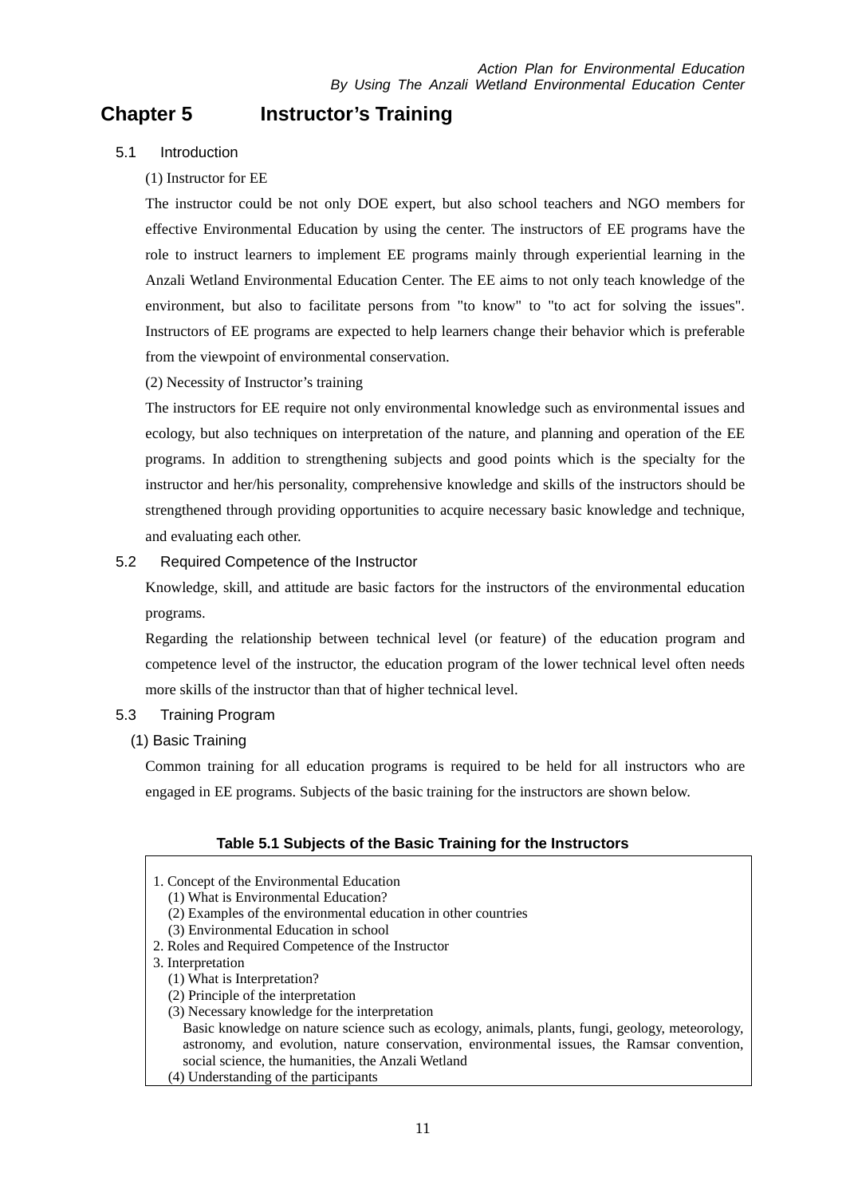# Chapter 5 Instructor's Training

## 5.1 Introduction

(1) Instructor for EE

The instructor could be not only DOE expert, but also school teachers and NGO members for effective Environmental Education by using the center. The instructors of EE programs have the role to instruct learners to implement EE programs mainly through experiential learning in the Anzali Wetland Environmental Education Center. The EE aims to not only teach knowledge of the environment, but also to facilitate persons from "to know" to "to act for solving the issues". Instructors of EE programs are expected to help learners change their behavior which is preferable from the viewpoint of environmental conservation.

(2) Necessity of Instructor's training

The instructors for EE require not only environmental knowledge such as environmental issues and ecology, but also techniques on interpretation of the nature, and planning and operation of the EE programs. In addition to strengthening subjects and good points which is the specialty for the instructor and her/his personality, comprehensive knowledge and skills of the instructors should be strengthened through providing opportunities to acquire necessary basic knowledge and technique, and evaluating each other.

## 5.2 Required Competence of the Instructor

Knowledge, skill, and attitude are basic factors for the instructors of the environmental education programs.

Regarding the relationship between technical level (or feature) of the education program and competence level of the instructor, the education program of the lower technical level often needs more skills of the instructor than that of higher technical level.

## 5.3 Training Program

(1) Basic Training

Common training for all education programs is required to be held for all instructors who are engaged in EE programs. Subjects of the basic training for the instructors are shown below.

**Table 5.1 Subjects of the Basic Training for the Instructors**

1. Concept of the Environmental Education
   (1) What is Environmental Education?
   (2) Examples of the environmental education in other countries
   (3) Environmental Education in school
2. Roles and Required Competence of the Instructor
3. Interpretation
   (1) What is Interpretation?
   (2) Principle of the interpretation
   (3) Necessary knowledge for the interpretation
   Basic knowledge on nature science such as ecology, animals, plants, fungi, geology, meteorology, astronomy, and evolution, nature conservation, environmental issues, the Ramsar convention, social science, the humanities, the Anzali Wetland
   (4) Understanding of the participants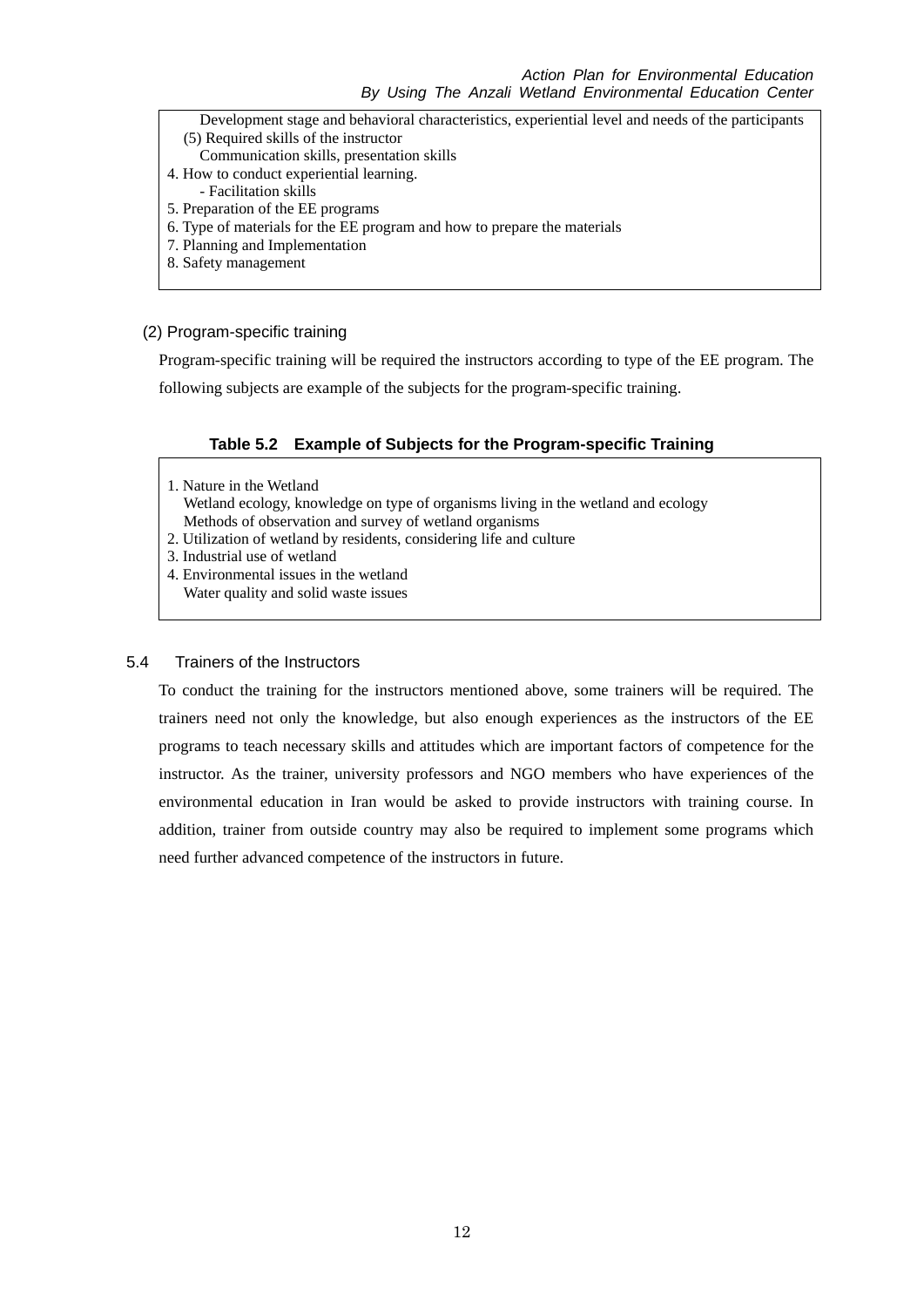Development stage and behavioral characteristics, experiential level and needs of the participants

(5) Required skills of the instructor

Communication skills, presentation skills

4. How to conduct experiential learning.
   - Facilitation skills
5. Preparation of the EE programs
6. Type of materials for the EE program and how to prepare the materials
7. Planning and Implementation
8. Safety management

### (2) Program-specific training

Program-specific training will be required the instructors according to type of the EE program. The following subjects are example of the subjects for the program-specific training.

**Table 5.2 Example of Subjects for the Program-specific Training**

1. Nature in the Wetland
   Wetland ecology, knowledge on type of organisms living in the wetland and ecology
   Methods of observation and survey of wetland organisms
2. Utilization of wetland by residents, considering life and culture
3. Industrial use of wetland
4. Environmental issues in the wetland
   Water quality and solid waste issues

## 5.4 Trainers of the Instructors

To conduct the training for the instructors mentioned above, some trainers will be required. The trainers need not only the knowledge, but also enough experiences as the instructors of the EE programs to teach necessary skills and attitudes which are important factors of competence for the instructor. As the trainer, university professors and NGO members who have experiences of the environmental education in Iran would be asked to provide instructors with training course. In addition, trainer from outside country may also be required to implement some programs which need further advanced competence of the instructors in future.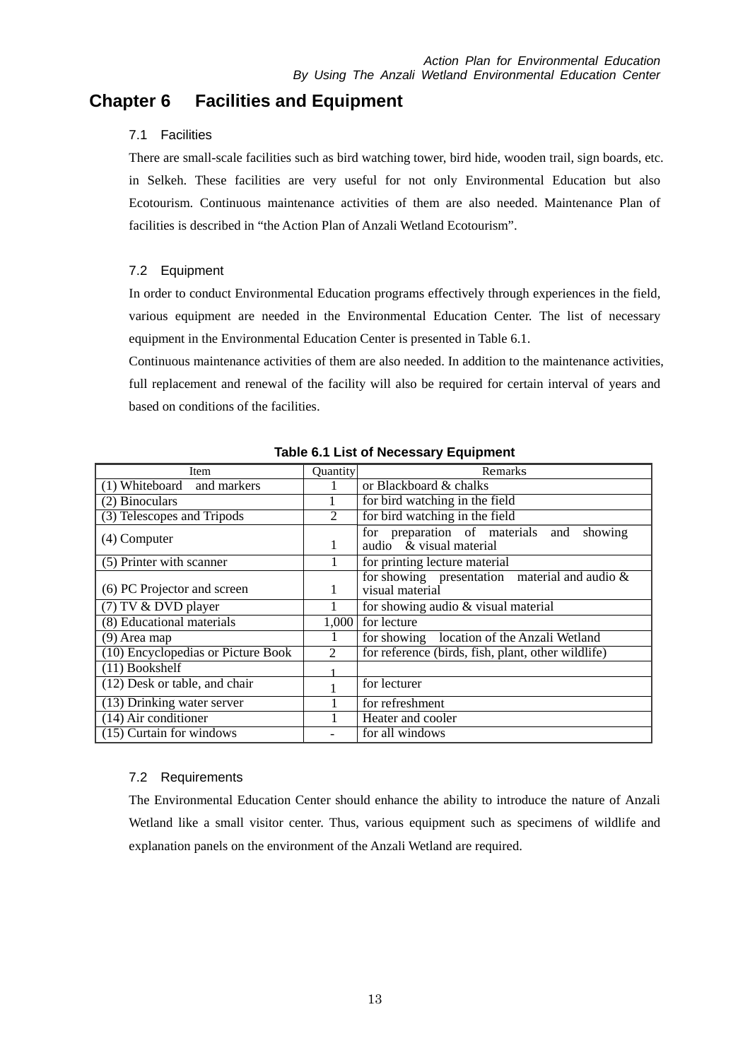# Chapter 6 Facilities and Equipment

## 7.1 Facilities

There are small-scale facilities such as bird watching tower, bird hide, wooden trail, sign boards, etc. in Selkeh. These facilities are very useful for not only Environmental Education but also Ecotourism. Continuous maintenance activities of them are also needed. Maintenance Plan of facilities is described in "the Action Plan of Anzali Wetland Ecotourism".

## 7.2 Equipment

In order to conduct Environmental Education programs effectively through experiences in the field, various equipment are needed in the Environmental Education Center. The list of necessary equipment in the Environmental Education Center is presented in Table 6.1.

Continuous maintenance activities of them are also needed. In addition to the maintenance activities, full replacement and renewal of the facility will also be required for certain interval of years and based on conditions of the facilities.

**Table 6.1 List of Necessary Equipment**

| Item | Quantity | Remarks |
|---|---|---|
| (1) Whiteboard and markers | 1 | or Blackboard & chalks |
| (2) Binoculars | 1 | for bird watching in the field |
| (3) Telescopes and Tripods | 2 | for bird watching in the field |
| (4) Computer | 1 | for preparation of materials and showing audio & visual material |
| (5) Printer with scanner | 1 | for printing lecture material |
| (6) PC Projector and screen | 1 | for showing presentation material and audio & visual material |
| (7) TV & DVD player | 1 | for showing audio & visual material |
| (8) Educational materials | 1,000 | for lecture |
| (9) Area map | 1 | for showing location of the Anzali Wetland |
| (10) Encyclopedias or Picture Book | 2 | for reference (birds, fish, plant, other wildlife) |
| (11) Bookshelf | 1 | |
| (12) Desk or table, and chair | 1 | for lecturer |
| (13) Drinking water server | 1 | for refreshment |
| (14) Air conditioner | 1 | Heater and cooler |
| (15) Curtain for windows | - | for all windows |

## 7.2 Requirements

The Environmental Education Center should enhance the ability to introduce the nature of Anzali Wetland like a small visitor center. Thus, various equipment such as specimens of wildlife and explanation panels on the environment of the Anzali Wetland are required.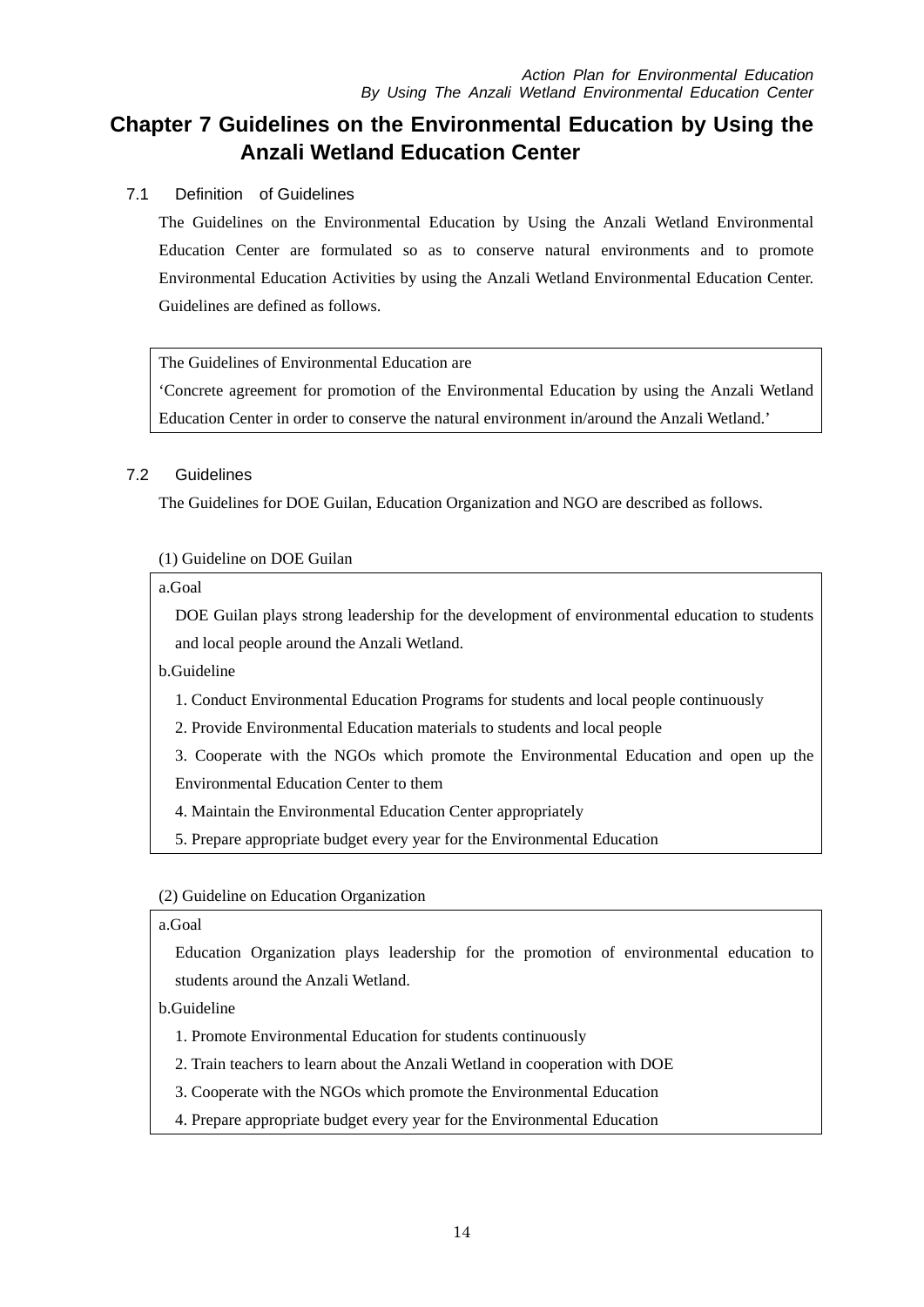# Chapter 7 Guidelines on the Environmental Education by Using the Anzali Wetland Education Center

## 7.1 Definition of Guidelines

The Guidelines on the Environmental Education by Using the Anzali Wetland Environmental Education Center are formulated so as to conserve natural environments and to promote Environmental Education Activities by using the Anzali Wetland Environmental Education Center. Guidelines are defined as follows.

> The Guidelines of Environmental Education are
> ‘Concrete agreement for promotion of the Environmental Education by using the Anzali Wetland Education Center in order to conserve the natural environment in/around the Anzali Wetland.’

## 7.2 Guidelines

The Guidelines for DOE Guilan, Education Organization and NGO are described as follows.

(1) Guideline on DOE Guilan

a.Goal

DOE Guilan plays strong leadership for the development of environmental education to students and local people around the Anzali Wetland.

b.Guideline

1. Conduct Environmental Education Programs for students and local people continuously
2. Provide Environmental Education materials to students and local people
3. Cooperate with the NGOs which promote the Environmental Education and open up the Environmental Education Center to them
4. Maintain the Environmental Education Center appropriately
5. Prepare appropriate budget every year for the Environmental Education

(2) Guideline on Education Organization

a.Goal

Education Organization plays leadership for the promotion of environmental education to students around the Anzali Wetland.

b.Guideline

1. Promote Environmental Education for students continuously
2. Train teachers to learn about the Anzali Wetland in cooperation with DOE
3. Cooperate with the NGOs which promote the Environmental Education
4. Prepare appropriate budget every year for the Environmental Education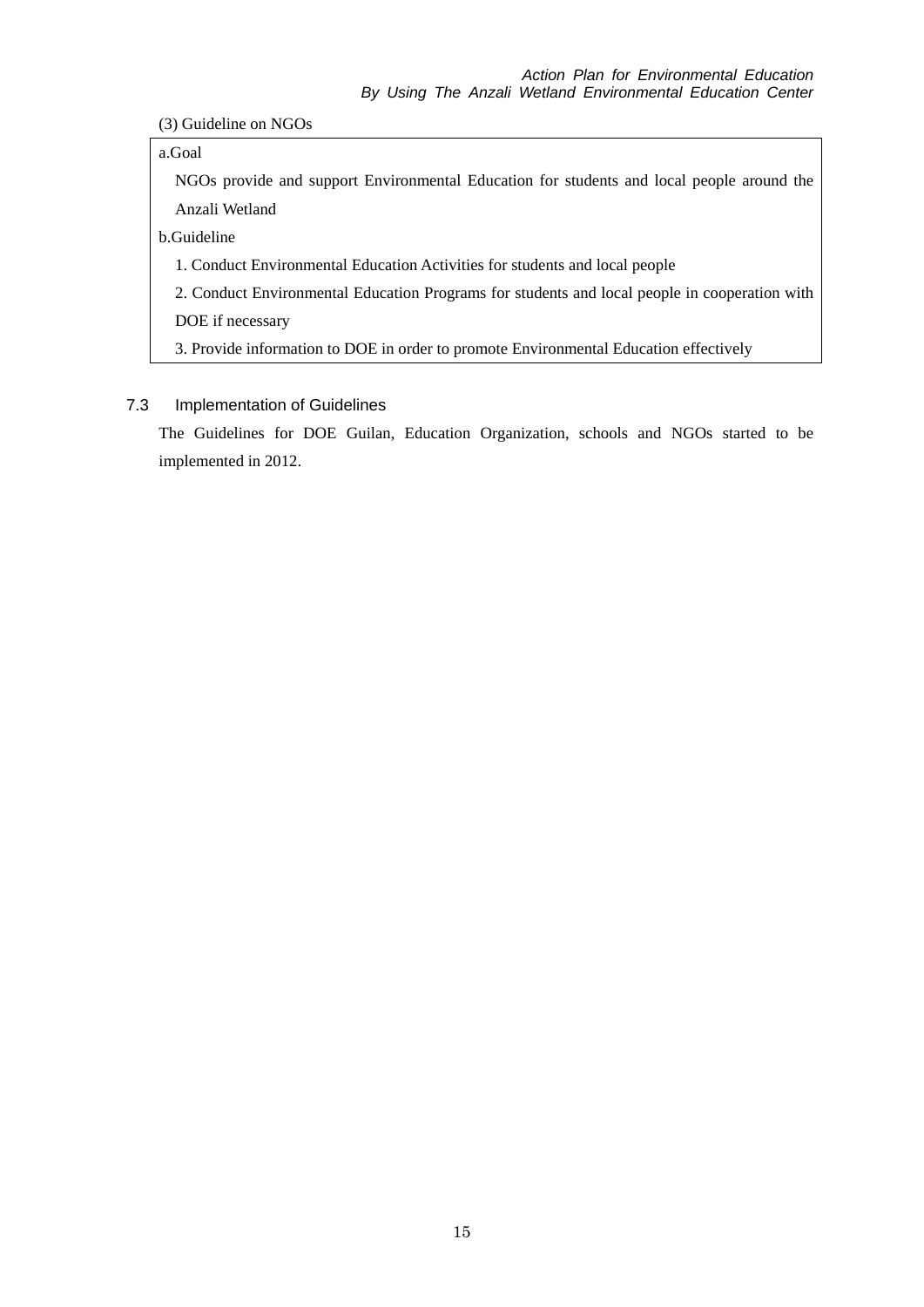(3) Guideline on NGOs

a.Goal

NGOs provide and support Environmental Education for students and local people around the Anzali Wetland

b.Guideline

1. Conduct Environmental Education Activities for students and local people
2. Conduct Environmental Education Programs for students and local people in cooperation with DOE if necessary
3. Provide information to DOE in order to promote Environmental Education effectively

## 7.3 Implementation of Guidelines

The Guidelines for DOE Guilan, Education Organization, schools and NGOs started to be implemented in 2012.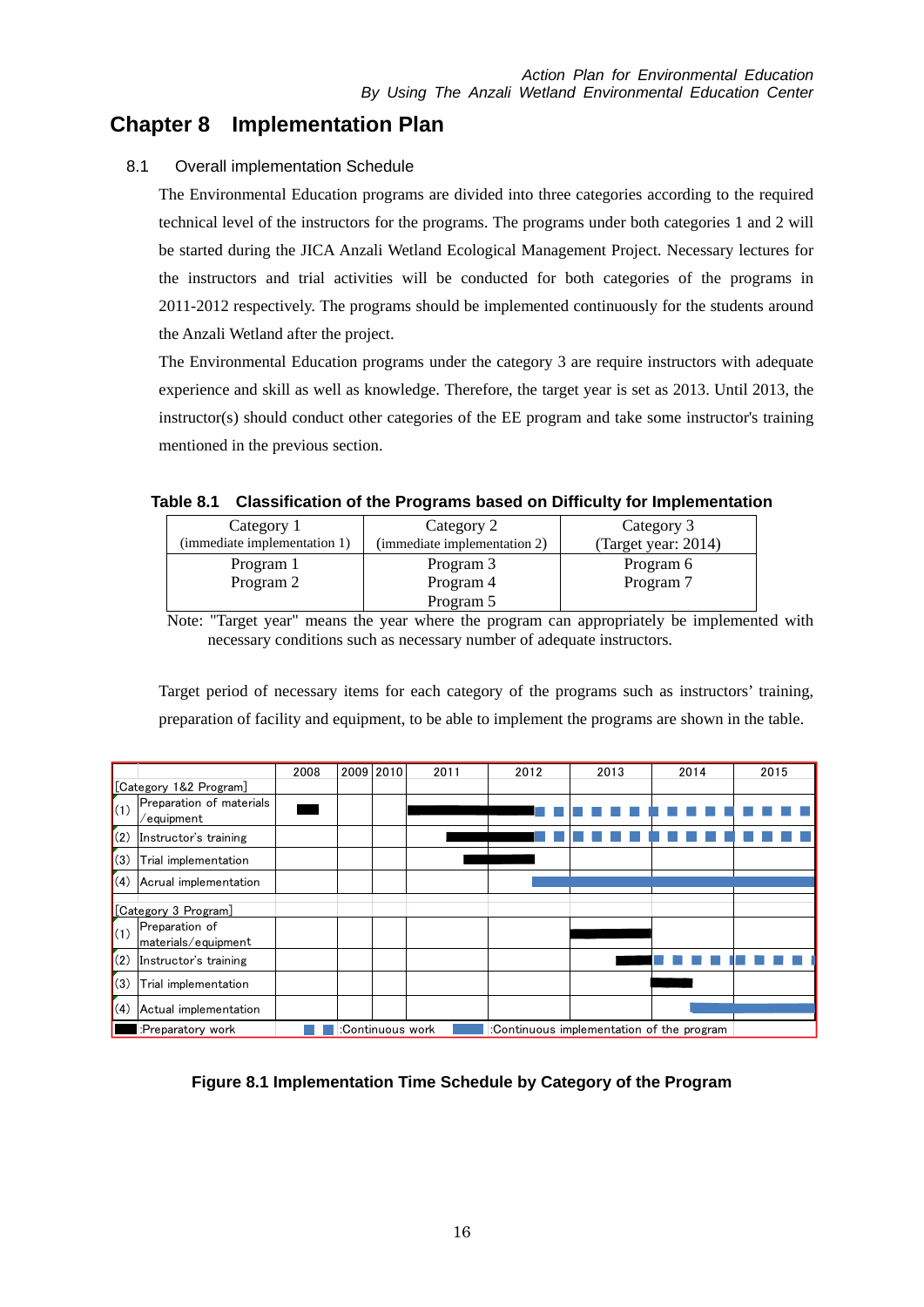# Chapter 8　Implementation Plan

## 8.1　Overall implementation Schedule

The Environmental Education programs are divided into three categories according to the required technical level of the instructors for the programs. The programs under both categories 1 and 2 will be started during the JICA Anzali Wetland Ecological Management Project. Necessary lectures for the instructors and trial activities will be conducted for both categories of the programs in 2011-2012 respectively. The programs should be implemented continuously for the students around the Anzali Wetland after the project.

The Environmental Education programs under the category 3 are require instructors with adequate experience and skill as well as knowledge. Therefore, the target year is set as 2013. Until 2013, the instructor(s) should conduct other categories of the EE program and take some instructor's training mentioned in the previous section.

**Table 8.1　Classification of the Programs based on Difficulty for Implementation**

| Category 1 (immediate implementation 1) | Category 2 (immediate implementation 2) | Category 3 (Target year: 2014) |
|---|---|---|
| Program 1<br>Program 2 | Program 3<br>Program 4<br>Program 5 | Program 6<br>Program 7 |

Note: "Target year" means the year where the program can appropriately be implemented with necessary conditions such as necessary number of adequate instructors.

Target period of necessary items for each category of the programs such as instructors' training, preparation of facility and equipment, to be able to implement the programs are shown in the table.

| | | 2008 | 2009 | 2010 | 2011 | 2012 | 2013 | 2014 | 2015 |
|---|---|---|---|---|---|---|---|---|---|
| [Category 1&2 Program] | | | | | | | | | |
| (1) | Preparation of materials /equipment | ■ | | | ■ | ■ / ▪ ▪ | ▪ ▪ ▪ ▪ | ▪ ▪ ▪ ▪ | ▪ ▪ ▪ ▪ |
| (2) | Instructor's training | | | | ■ | ■ / ▪ ▪ | ▪ ▪ ▪ ▪ | ▪ ▪ ▪ ▪ | ▪ ▪ ▪ ▪ |
| (3) | Trial implementation | | | | ■ | ■ | | | |
| (4) | Acrual implementation | | | | | ▬ | ▬ | ▬ | ▬ |
| [Category 3 Program] | | | | | | | | | |
| (1) | Preparation of materials/equipment | | | | | | ■ | | |
| (2) | Instructor's training | | | | | | ■ | ▪ ▪ ▪ ▪ | ▪ ▪ ▪ ▪ |
| (3) | Trial implementation | | | | | | | ■ | |
| (4) | Actual implementation | | | | | | | ▬ | ▬ |

■ :Preparatory work　▪ ▪ :Continuous work　▬ :Continuous implementation of the program

**Figure 8.1 Implementation Time Schedule by Category of the Program**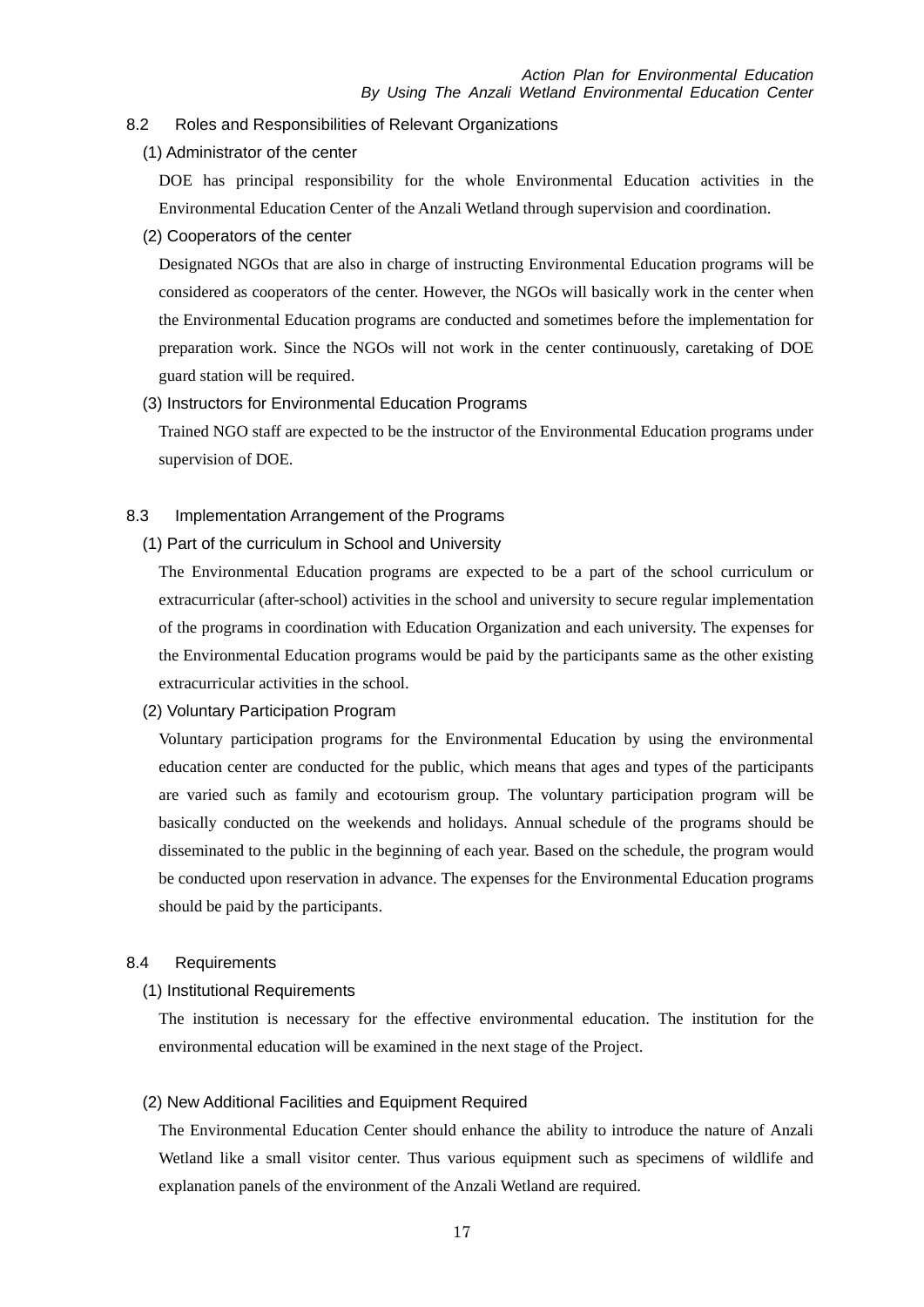## 8.2 Roles and Responsibilities of Relevant Organizations

### (1) Administrator of the center

DOE has principal responsibility for the whole Environmental Education activities in the Environmental Education Center of the Anzali Wetland through supervision and coordination.

### (2) Cooperators of the center

Designated NGOs that are also in charge of instructing Environmental Education programs will be considered as cooperators of the center. However, the NGOs will basically work in the center when the Environmental Education programs are conducted and sometimes before the implementation for preparation work. Since the NGOs will not work in the center continuously, caretaking of DOE guard station will be required.

### (3) Instructors for Environmental Education Programs

Trained NGO staff are expected to be the instructor of the Environmental Education programs under supervision of DOE.

## 8.3 Implementation Arrangement of the Programs

### (1) Part of the curriculum in School and University

The Environmental Education programs are expected to be a part of the school curriculum or extracurricular (after-school) activities in the school and university to secure regular implementation of the programs in coordination with Education Organization and each university. The expenses for the Environmental Education programs would be paid by the participants same as the other existing extracurricular activities in the school.

### (2) Voluntary Participation Program

Voluntary participation programs for the Environmental Education by using the environmental education center are conducted for the public, which means that ages and types of the participants are varied such as family and ecotourism group. The voluntary participation program will be basically conducted on the weekends and holidays. Annual schedule of the programs should be disseminated to the public in the beginning of each year. Based on the schedule, the program would be conducted upon reservation in advance. The expenses for the Environmental Education programs should be paid by the participants.

## 8.4 Requirements

### (1) Institutional Requirements

The institution is necessary for the effective environmental education. The institution for the environmental education will be examined in the next stage of the Project.

### (2) New Additional Facilities and Equipment Required

The Environmental Education Center should enhance the ability to introduce the nature of Anzali Wetland like a small visitor center. Thus various equipment such as specimens of wildlife and explanation panels of the environment of the Anzali Wetland are required.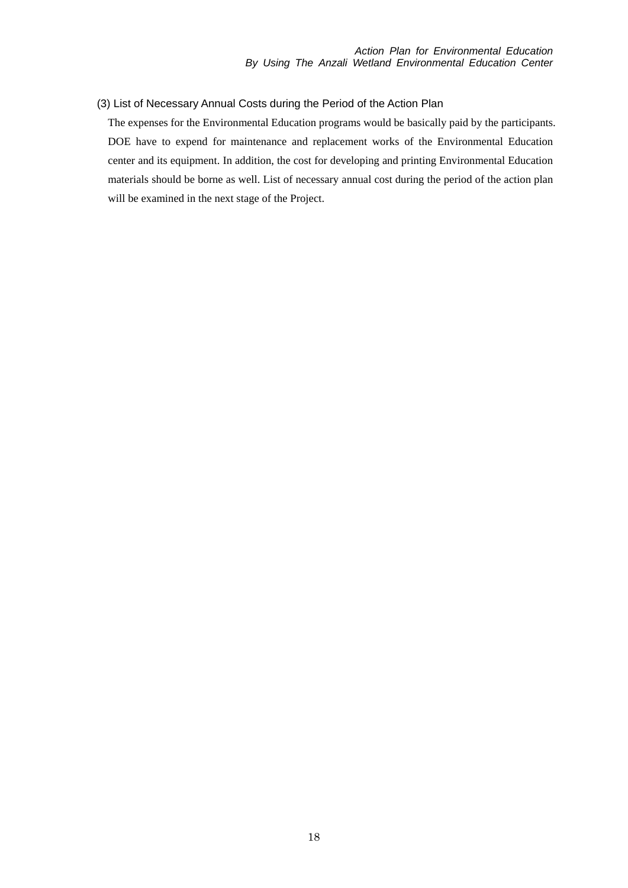### (3) List of Necessary Annual Costs during the Period of the Action Plan

The expenses for the Environmental Education programs would be basically paid by the participants. DOE have to expend for maintenance and replacement works of the Environmental Education center and its equipment. In addition, the cost for developing and printing Environmental Education materials should be borne as well. List of necessary annual cost during the period of the action plan will be examined in the next stage of the Project.